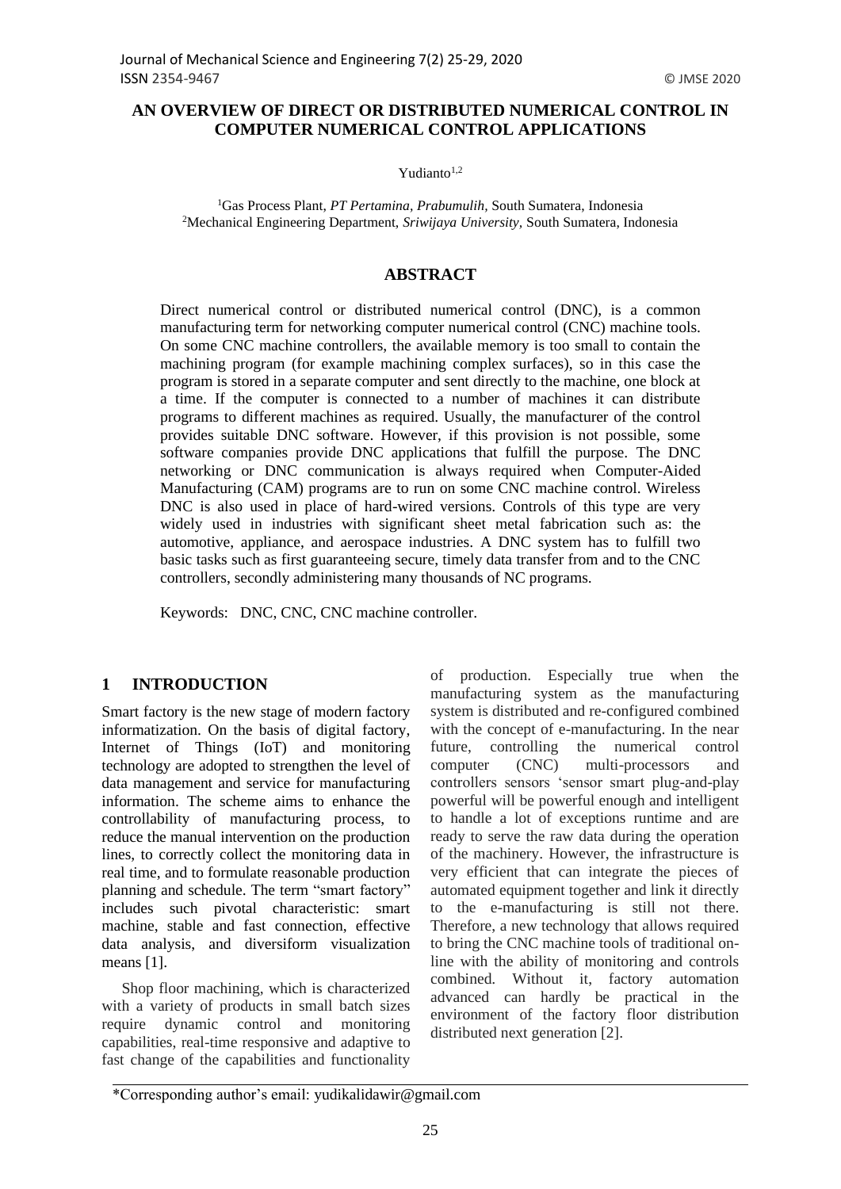# AN OVERVIEW OF DIRECT OR DISTRIBUTED NUMERICAL CONTROL IN COMPUTER NUMERICAL CONTROL APPLICATIONS

Yudianto[1,2]

[1]Gas Process Plant, *PT Pertamina, Prabumulih*, South Sumatera, Indonesia
[2]Mechanical Engineering Department, *Sriwijaya University*, South Sumatera, Indonesia

## ABSTRACT

Direct numerical control or distributed numerical control (DNC), is a common manufacturing term for networking computer numerical control (CNC) machine tools. On some CNC machine controllers, the available memory is too small to contain the machining program (for example machining complex surfaces), so in this case the program is stored in a separate computer and sent directly to the machine, one block at a time. If the computer is connected to a number of machines it can distribute programs to different machines as required. Usually, the manufacturer of the control provides suitable DNC software. However, if this provision is not possible, some software companies provide DNC applications that fulfill the purpose. The DNC networking or DNC communication is always required when Computer-Aided Manufacturing (CAM) programs are to run on some CNC machine control. Wireless DNC is also used in place of hard-wired versions. Controls of this type are very widely used in industries with significant sheet metal fabrication such as: the automotive, appliance, and aerospace industries. A DNC system has to fulfill two basic tasks such as first guaranteeing secure, timely data transfer from and to the CNC controllers, secondly administering many thousands of NC programs.

Keywords: DNC, CNC, CNC machine controller.

## 1 INTRODUCTION

Smart factory is the new stage of modern factory informatization. On the basis of digital factory, Internet of Things (IoT) and monitoring technology are adopted to strengthen the level of data management and service for manufacturing information. The scheme aims to enhance the controllability of manufacturing process, to reduce the manual intervention on the production lines, to correctly collect the monitoring data in real time, and to formulate reasonable production planning and schedule. The term "smart factory" includes such pivotal characteristic: smart machine, stable and fast connection, effective data analysis, and diversiform visualization means [1].

Shop floor machining, which is characterized with a variety of products in small batch sizes require dynamic control and monitoring capabilities, real-time responsive and adaptive to fast change of the capabilities and functionality of production. Especially true when the manufacturing system as the manufacturing system is distributed and re-configured combined with the concept of e-manufacturing. In the near future, controlling the numerical control computer (CNC) multi-processors and controllers sensors 'sensor smart plug-and-play powerful will be powerful enough and intelligent to handle a lot of exceptions runtime and are ready to serve the raw data during the operation of the machinery. However, the infrastructure is very efficient that can integrate the pieces of automated equipment together and link it directly to the e-manufacturing is still not there. Therefore, a new technology that allows required to bring the CNC machine tools of traditional on-line with the ability of monitoring and controls combined. Without it, factory automation advanced can hardly be practical in the environment of the factory floor distribution distributed next generation [2].

*Corresponding author's email: yudikalidawir@gmail.com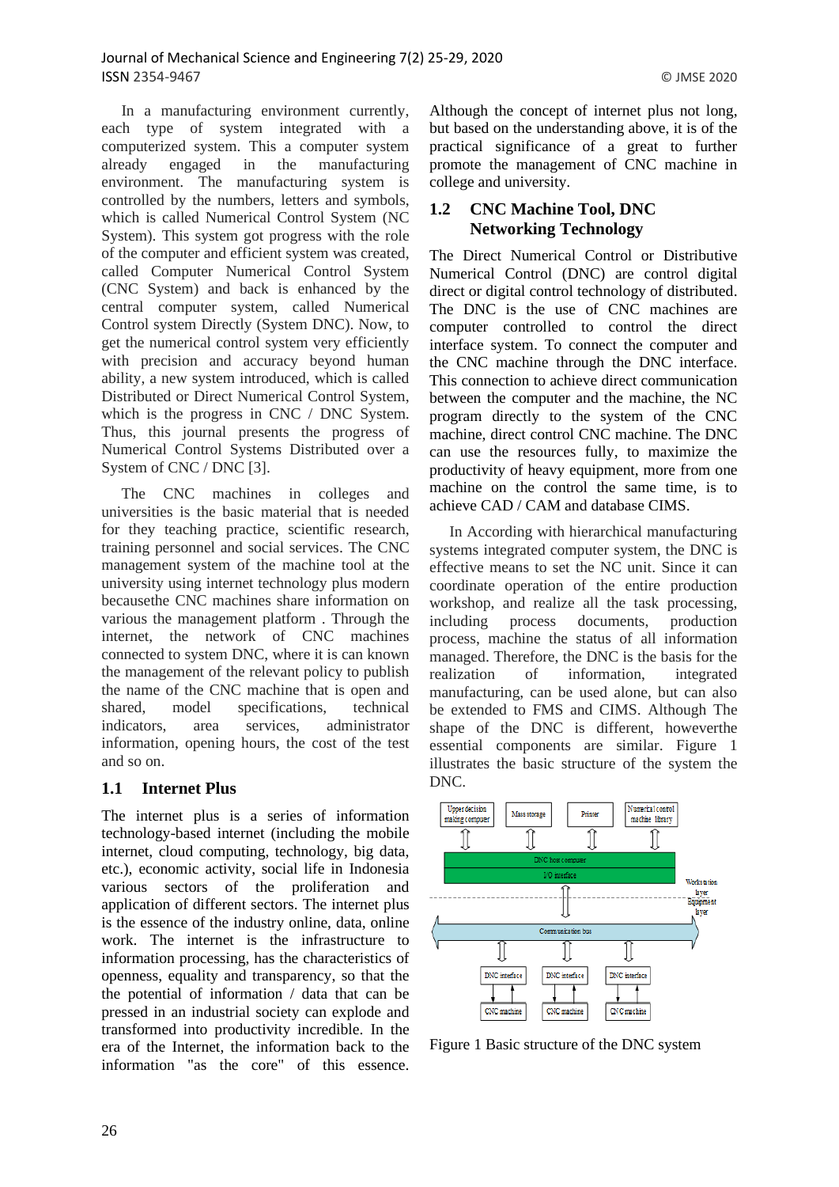In a manufacturing environment currently, each type of system integrated with a computerized system. This a computer system already engaged in the manufacturing environment. The manufacturing system is controlled by the numbers, letters and symbols, which is called Numerical Control System (NC System). This system got progress with the role of the computer and efficient system was created, called Computer Numerical Control System (CNC System) and back is enhanced by the central computer system, called Numerical Control system Directly (System DNC). Now, to get the numerical control system very efficiently with precision and accuracy beyond human ability, a new system introduced, which is called Distributed or Direct Numerical Control System, which is the progress in CNC / DNC System. Thus, this journal presents the progress of Numerical Control Systems Distributed over a System of CNC / DNC [3].

The CNC machines in colleges and universities is the basic material that is needed for they teaching practice, scientific research, training personnel and social services. The CNC management system of the machine tool at the university using internet technology plus modern becausethe CNC machines share information on various the management platform . Through the internet, the network of CNC machines connected to system DNC, where it is can known the management of the relevant policy to publish the name of the CNC machine that is open and shared, model specifications, technical indicators, area services, administrator information, opening hours, the cost of the test and so on.

## 1.1 Internet Plus

The internet plus is a series of information technology-based internet (including the mobile internet, cloud computing, technology, big data, etc.), economic activity, social life in Indonesia various sectors of the proliferation and application of different sectors. The internet plus is the essence of the industry online, data, online work. The internet is the infrastructure to information processing, has the characteristics of openness, equality and transparency, so that the the potential of information / data that can be pressed in an industrial society can explode and transformed into productivity incredible. In the era of the Internet, the information back to the information "as the core" of this essence. Although the concept of internet plus not long, but based on the understanding above, it is of the practical significance of a great to further promote the management of CNC machine in college and university.

## 1.2 CNC Machine Tool, DNC Networking Technology

The Direct Numerical Control or Distributive Numerical Control (DNC) are control digital direct or digital control technology of distributed. The DNC is the use of CNC machines are computer controlled to control the direct interface system. To connect the computer and the CNC machine through the DNC interface. This connection to achieve direct communication between the computer and the machine, the NC program directly to the system of the CNC machine, direct control CNC machine. The DNC can use the resources fully, to maximize the productivity of heavy equipment, more from one machine on the control the same time, is to achieve CAD / CAM and database CIMS.

In According with hierarchical manufacturing systems integrated computer system, the DNC is effective means to set the NC unit. Since it can coordinate operation of the entire production workshop, and realize all the task processing, including process documents, production process, machine the status of all information managed. Therefore, the DNC is the basis for the realization of information, integrated manufacturing, can be used alone, but can also be extended to FMS and CIMS. Although The shape of the DNC is different, howeverthe essential components are similar. Figure 1 illustrates the basic structure of the system the DNC.

Figure 1 Basic structure of the DNC system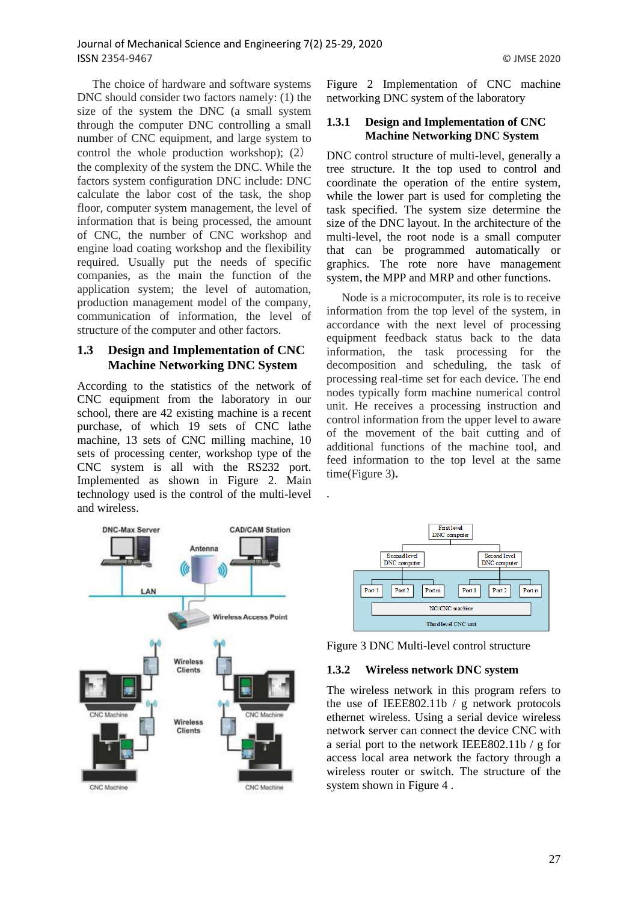The choice of hardware and software systems DNC should consider two factors namely: (1) the size of the system the DNC (a small system through the computer DNC controlling a small number of CNC equipment, and large system to control the whole production workshop); (2) the complexity of the system the DNC. While the factors system configuration DNC include: DNC calculate the labor cost of the task, the shop floor, computer system management, the level of information that is being processed, the amount of CNC, the number of CNC workshop and engine load coating workshop and the flexibility required. Usually put the needs of specific companies, as the main the function of the application system; the level of automation, production management model of the company, communication of information, the level of structure of the computer and other factors.

## 1.3 Design and Implementation of CNC Machine Networking DNC System

According to the statistics of the network of CNC equipment from the laboratory in our school, there are 42 existing machine is a recent purchase, of which 19 sets of CNC lathe machine, 13 sets of CNC milling machine, 10 sets of processing center, workshop type of the CNC system is all with the RS232 port. Implemented as shown in Figure 2. Main technology used is the control of the multi-level and wireless.

Figure 2 Implementation of CNC machine networking DNC system of the laboratory

### 1.3.1 Design and Implementation of CNC Machine Networking DNC System

DNC control structure of multi-level, generally a tree structure. It the top used to control and coordinate the operation of the entire system, while the lower part is used for completing the task specified. The system size determine the size of the DNC layout. In the architecture of the multi-level, the root node is a small computer that can be programmed automatically or graphics. The rote nore have management system, the MPP and MRP and other functions.

Node is a microcomputer, its role is to receive information from the top level of the system, in accordance with the next level of processing equipment feedback status back to the data information, the task processing for the decomposition and scheduling, the task of processing real-time set for each device. The end nodes typically form machine numerical control unit. He receives a processing instruction and control information from the upper level to aware of the movement of the bait cutting and of additional functions of the machine tool, and feed information to the top level at the same time(Figure 3).

.

Figure 3 DNC Multi-level control structure

### 1.3.2 Wireless network DNC system

The wireless network in this program refers to the use of IEEE802.11b / g network protocols ethernet wireless. Using a serial device wireless network server can connect the device CNC with a serial port to the network IEEE802.11b / g for access local area network the factory through a wireless router or switch. The structure of the system shown in Figure 4 .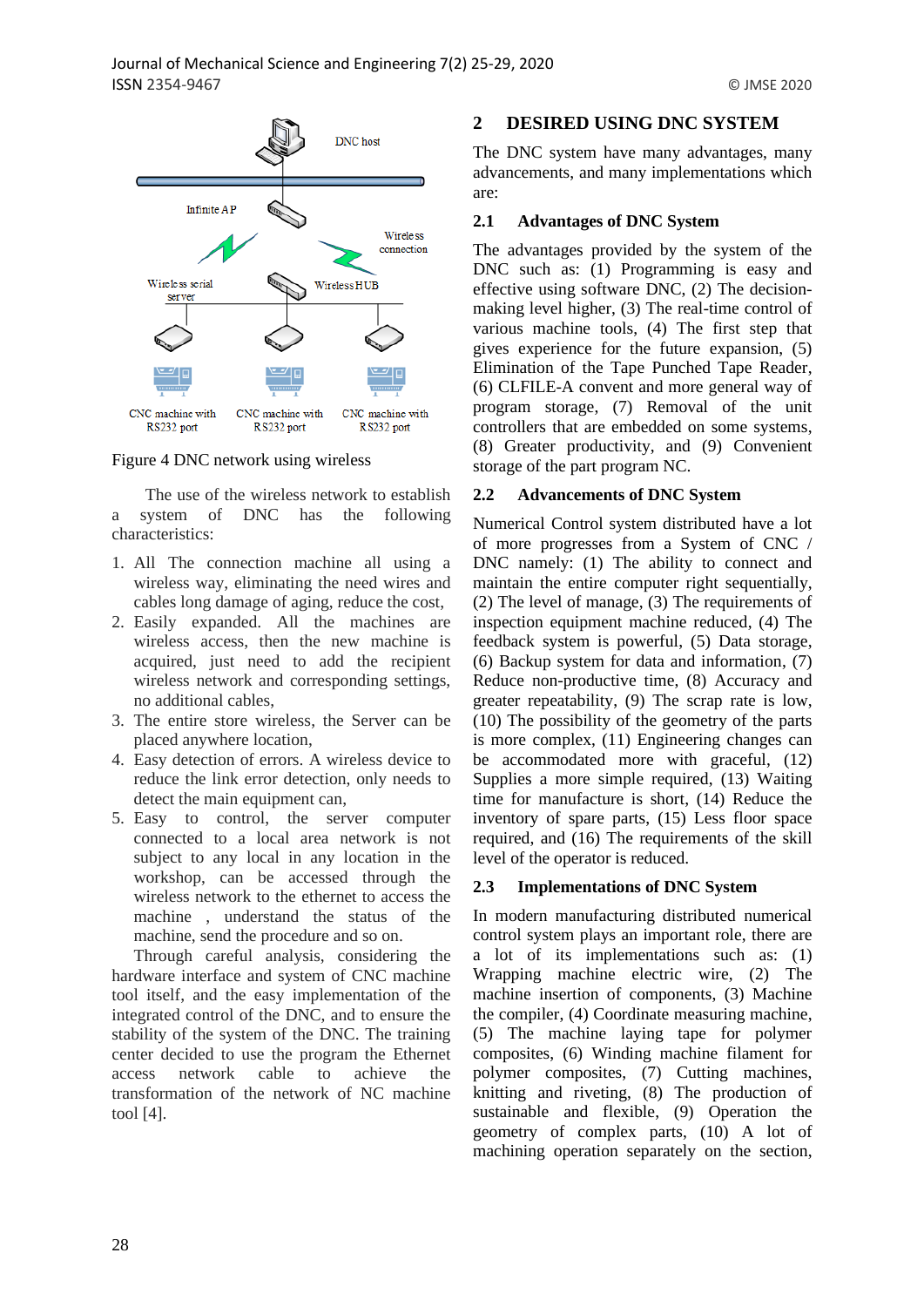Figure 4 DNC network using wireless

The use of the wireless network to establish a system of DNC has the following characteristics:

1. All The connection machine all using a wireless way, eliminating the need wires and cables long damage of aging, reduce the cost,
2. Easily expanded. All the machines are wireless access, then the new machine is acquired, just need to add the recipient wireless network and corresponding settings, no additional cables,
3. The entire store wireless, the Server can be placed anywhere location,
4. Easy detection of errors. A wireless device to reduce the link error detection, only needs to detect the main equipment can,
5. Easy to control, the server computer connected to a local area network is not subject to any local location in the workshop, can be accessed through the wireless network to the ethernet to access the machine , understand the status of the machine, send the procedure and so on.

Through careful analysis, considering the hardware interface and system of CNC machine tool itself, and the easy implementation of the integrated control of the DNC, and to ensure the stability of the system of the DNC. The training center decided to use the program the Ethernet access network cable to achieve the transformation of the network of NC machine tool [4].

## 2 DESIRED USING DNC SYSTEM

The DNC system have many advantages, many advancements, and many implementations which are:

### 2.1 Advantages of DNC System

The advantages provided by the system of the DNC such as: (1) Programming is easy and effective using software DNC, (2) The decision-making level higher, (3) The real-time control of various machine tools, (4) The first step that gives experience for the future expansion, (5) Elimination of the Tape Punched Tape Reader, (6) CLFILE-A convent and more general way of program storage, (7) Removal of the unit controllers that are embedded on some systems, (8) Greater productivity, and (9) Convenient storage of the part program NC.

### 2.2 Advancements of DNC System

Numerical Control system distributed have a lot of more progresses from a System of CNC / DNC namely: (1) The ability to connect and maintain the entire computer right sequentially, (2) The level of manage, (3) The requirements of inspection equipment machine reduced, (4) The feedback system is powerful, (5) Data storage, (6) Backup system for data and information, (7) Reduce non-productive time, (8) Accuracy and greater repeatability, (9) The scrap rate is low, (10) The possibility of the geometry of the parts is more complex, (11) Engineering changes can be accommodated more with graceful, (12) Supplies a more simple required, (13) Waiting time for manufacture is short, (14) Reduce the inventory of spare parts, (15) Less floor space required, and (16) The requirements of the skill level of the operator is reduced.

### 2.3 Implementations of DNC System

In modern manufacturing distributed numerical control system plays an important role, there are a lot of its implementations such as: (1) Wrapping machine electric wire, (2) The machine insertion of components, (3) Machine the compiler, (4) Coordinate measuring machine, (5) The machine laying tape for polymer composites, (6) Winding machine filament for polymer composites, (7) Cutting machines, knitting and riveting, (8) The production of sustainable and flexible, (9) Operation the geometry of complex parts, (10) A lot of machining operation separately on the section,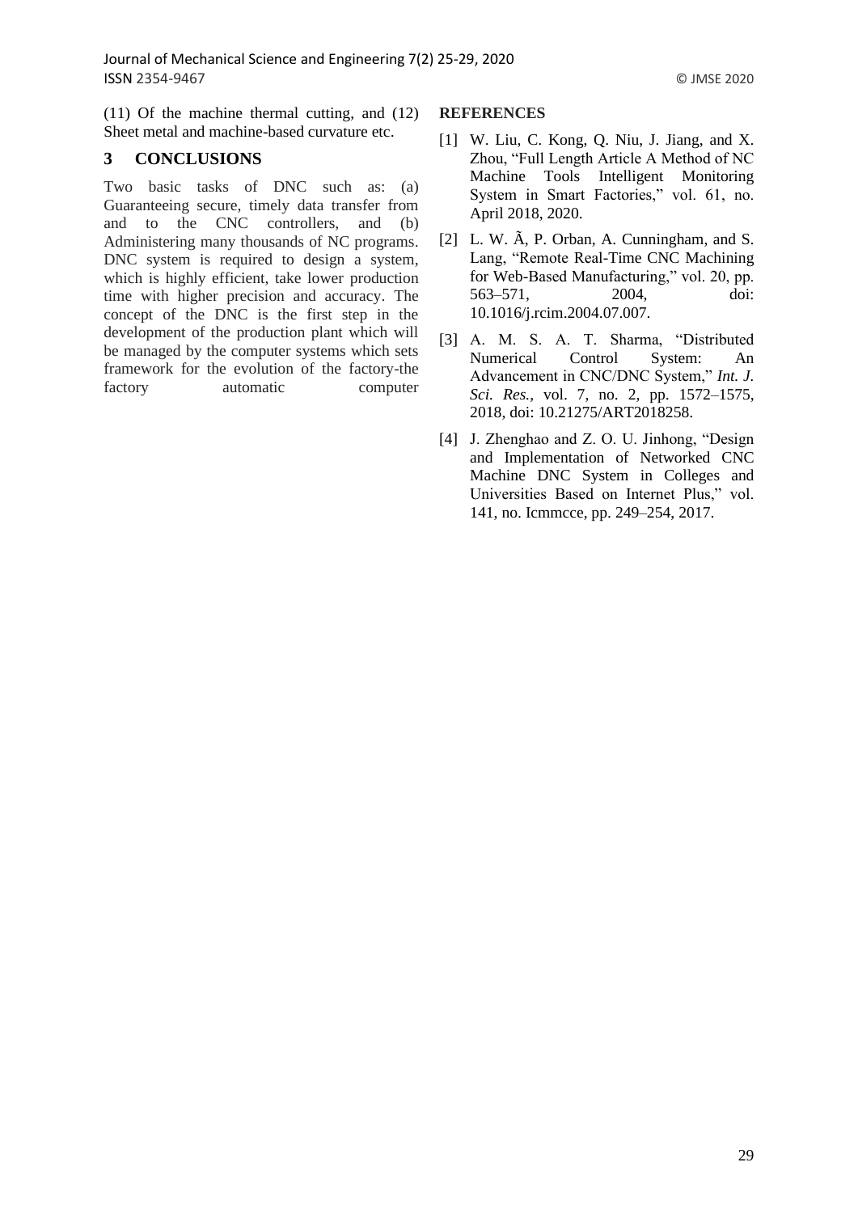(11) Of the machine thermal cutting, and (12) Sheet metal and machine-based curvature etc.

## 3 CONCLUSIONS

Two basic tasks of DNC such as: (a) Guaranteeing secure, timely data transfer from and to the CNC controllers, and (b) Administering many thousands of NC programs. DNC system is required to design a system, which is highly efficient, take lower production time with higher precision and accuracy. The concept of the DNC is the first step in the development of the production plant which will be managed by the computer systems which sets framework for the evolution of the factory-the factory automatic computer

## REFERENCES

[1] W. Liu, C. Kong, Q. Niu, J. Jiang, and X. Zhou, "Full Length Article A Method of NC Machine Tools Intelligent Monitoring System in Smart Factories," vol. 61, no. April 2018, 2020.

[2] L. W. Ã, P. Orban, A. Cunningham, and S. Lang, "Remote Real-Time CNC Machining for Web-Based Manufacturing," vol. 20, pp. 563–571, 2004, doi: 10.1016/j.rcim.2004.07.007.

[3] A. M. S. A. T. Sharma, "Distributed Numerical Control System: An Advancement in CNC/DNC System," *Int. J. Sci. Res.*, vol. 7, no. 2, pp. 1572–1575, 2018, doi: 10.21275/ART2018258.

[4] J. Zhenghao and Z. O. U. Jinhong, "Design and Implementation of Networked CNC Machine DNC System in Colleges and Universities Based on Internet Plus," vol. 141, no. Icmmcce, pp. 249–254, 2017.